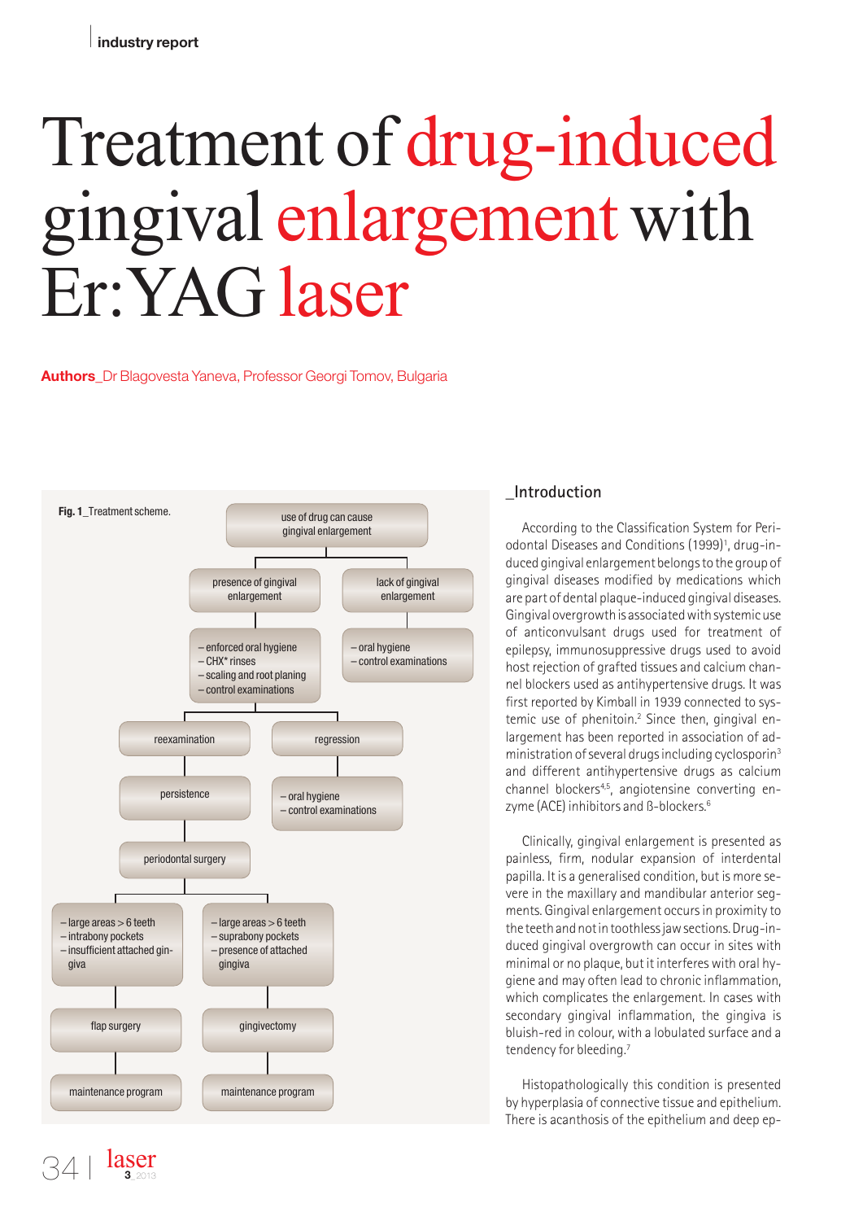# Treatment of drug-induced gingival enlargement with Er:YAG laser

**Authors**_Dr Blagovesta Yaneva, Professor Georgi Tomov, Bulgaria

**Fig. 1**_Treatment scheme.

- use of drug can cause gingival enlargement
  - presence of gingival enlargement
    - – enforced oral hygiene – CHX* rinses – scaling and root planing – control examinations
      - reexamination
        - persistence
          - periodontal surgery
            - – large areas > 6 teeth – intrabony pockets – insufficient attached gingiva
              - flap surgery
                - maintenance program
            - – large areas > 6 teeth – suprabony pockets – presence of attached gingiva
              - gingivectomy
                - maintenance program
      - regression
        - – oral hygiene – control examinations
  - lack of gingival enlargement
    - – oral hygiene – control examinations

## _Introduction

According to the Classification System for Periodontal Diseases and Conditions (1999)[1], drug-induced gingival enlargement belongs to the group of gingival diseases modified by medications which are part of dental plaque-induced gingival diseases. Gingival overgrowth is associated with systemic use of anticonvulsant drugs used for treatment of epilepsy, immunosuppressive drugs used to avoid host rejection of grafted tissues and calcium channel blockers used as antihypertensive drugs. It was first reported by Kimball in 1939 connected to systemic use of phenitoin.[2] Since then, gingival enlargement has been reported in association of administration of several drugs including cyclosporin[3] and different antihypertensive drugs as calcium channel blockers[4,5], angiotensine converting enzyme (ACE) inhibitors and ß-blockers.[6]

Clinically, gingival enlargement is presented as painless, firm, nodular expansion of interdental papilla. It is a generalised condition, but is more severe in the maxillary and mandibular anterior segments. Gingival enlargement occurs in proximity to the teeth and not in toothless jaw sections. Drug-induced gingival overgrowth can occur in sites with minimal or no plaque, but it interferes with oral hygiene and may often lead to chronic inflammation, which complicates the enlargement. In cases with secondary gingival inflammation, the gingiva is bluish-red in colour, with a lobulated surface and a tendency for bleeding.[7]

Histopathologically this condition is presented by hyperplasia of connective tissue and epithelium. There is acanthosis of the epithelium and deep ep-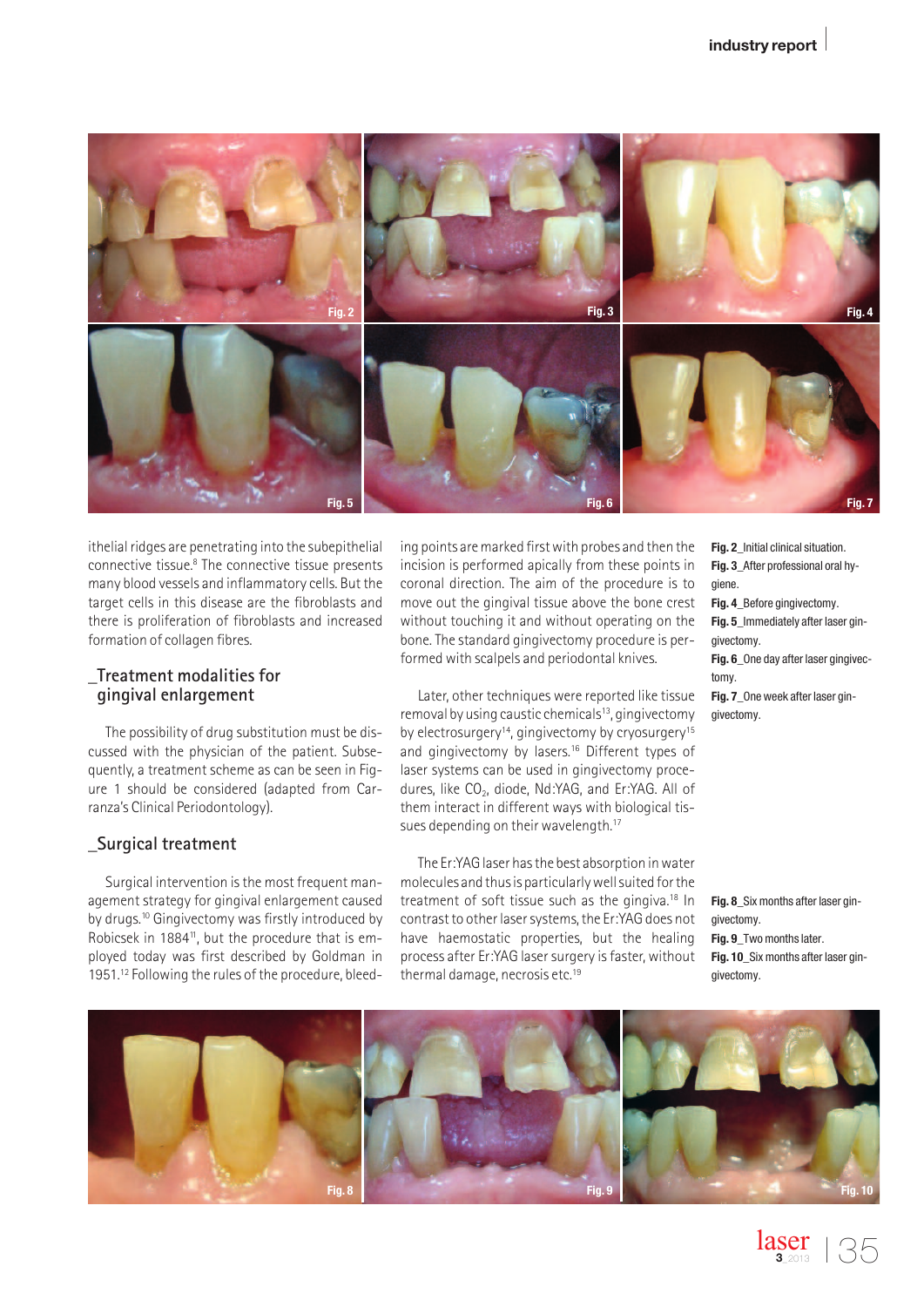ithelial ridges are penetrating into the subepithelial connective tissue.[8] The connective tissue presents many blood vessels and inflammatory cells. But the target cells in this disease are the fibroblasts and there is proliferation of fibroblasts and increased formation of collagen fibres.

## _Treatment modalities for gingival enlargement

The possibility of drug substitution must be discussed with the physician of the patient. Subsequently, a treatment scheme as can be seen in Figure 1 should be considered (adapted from Carranza's Clinical Periodontology).

## _Surgical treatment

Surgical intervention is the most frequent management strategy for gingival enlargement caused by drugs.[10] Gingivectomy was firstly introduced by Robicsek in 1884[11], but the procedure that is employed today was first described by Goldman in 1951.[12] Following the rules of the procedure, bleeding points are marked first with probes and then the incision is performed apically from these points in coronal direction. The aim of the procedure is to move out the gingival tissue above the bone crest without touching it and without operating on the bone. The standard gingivectomy procedure is performed with scalpels and periodontal knives.

Later, other techniques were reported like tissue removal by using caustic chemicals[13], gingivectomy by electrosurgery[14], gingivectomy by cryosurgery[15] and gingivectomy by lasers.[16] Different types of laser systems can be used in gingivectomy procedures, like $CO_2$, diode, Nd:YAG, and Er:YAG. All of them interact in different ways with biological tissues depending on their wavelength.[17]

The Er:YAG laser has the best absorption in water molecules and thus is particularly well suited for the treatment of soft tissue such as the gingiva.[18] In contrast to other laser systems, the Er:YAG does not have haemostatic properties, but the healing process after Er:YAG laser surgery is faster, without thermal damage, necrosis etc.[19]

**Fig. 2**_Initial clinical situation.
**Fig. 3**_After professional oral hygiene.
**Fig. 4**_Before gingivectomy.
**Fig. 5**_Immediately after laser gingivectomy.
**Fig. 6**_One day after laser gingivectomy.
**Fig. 7**_One week after laser gingivectomy.

**Fig. 8**_Six months after laser gingivectomy.
**Fig. 9**_Two months later.
**Fig. 10**_Six months after laser gingivectomy.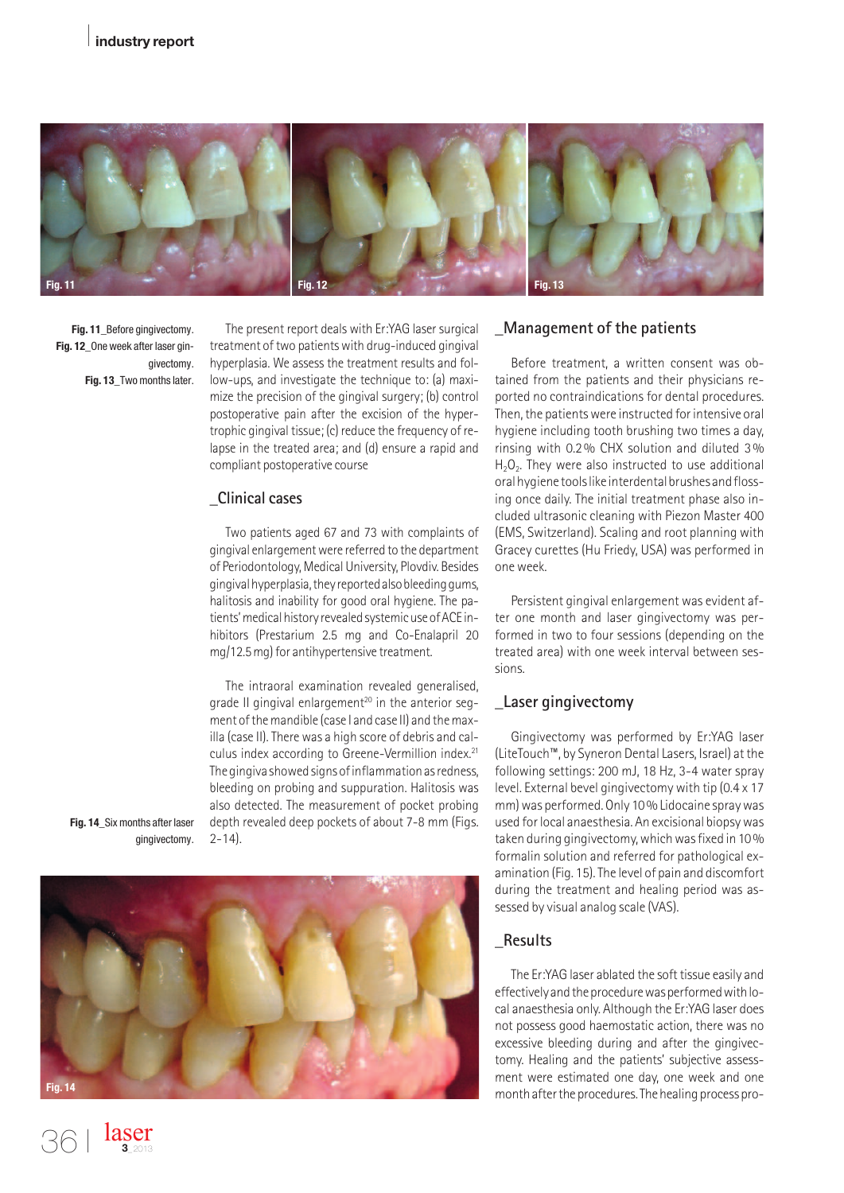Fig. 11_Before gingivectomy.
Fig. 12_One week after laser gingivectomy.
Fig. 13_Two months later.

The present report deals with Er:YAG laser surgical treatment of two patients with drug-induced gingival hyperplasia. We assess the treatment results and follow-ups, and investigate the technique to: (a) maximize the precision of the gingival surgery; (b) control postoperative pain after the excision of the hypertrophic gingival tissue; (c) reduce the frequency of relapse in the treated area; and (d) ensure a rapid and compliant postoperative course

## _Clinical cases

Two patients aged 67 and 73 with complaints of gingival enlargement were referred to the department of Periodontology, Medical University, Plovdiv. Besides gingival hyperplasia, they reported also bleeding gums, halitosis and inability for good oral hygiene. The patients' medical history revealed systemic use of ACE inhibitors (Prestarium 2.5 mg and Co-Enalapril 20 mg/12.5 mg) for antihypertensive treatment.

The intraoral examination revealed generalised, grade II gingival enlargement[20] in the anterior segment of the mandible (case I and case II) and the maxilla (case II). There was a high score of debris and calculus index according to Greene-Vermillion index.[21] The gingiva showed signs of inflammation as redness, bleeding on probing and suppuration. Halitosis was also detected. The measurement of pocket probing depth revealed deep pockets of about 7-8 mm (Figs. 2-14).

Fig. 14_Six months after laser gingivectomy.

## _Management of the patients

Before treatment, a written consent was obtained from the patients and their physicians reported no contraindications for dental procedures. Then, the patients were instructed for intensive oral hygiene including tooth brushing two times a day, rinsing with 0.2 % CHX solution and diluted 3 % $H_2O_2$. They were also instructed to use additional oral hygiene tools like interdental brushes and flossing once daily. The initial treatment phase also included ultrasonic cleaning with Piezon Master 400 (EMS, Switzerland). Scaling and root planning with Gracey curettes (Hu Friedy, USA) was performed in one week.

Persistent gingival enlargement was evident after one month and laser gingivectomy was performed in two to four sessions (depending on the treated area) with one week interval between sessions.

## _Laser gingivectomy

Gingivectomy was performed by Er:YAG laser (LiteTouch™, by Syneron Dental Lasers, Israel) at the following settings: 200 mJ, 18 Hz, 3-4 water spray level. External bevel gingivectomy with tip (0.4 x 17 mm) was performed. Only 10 % Lidocaine spray was used for local anaesthesia. An excisional biopsy was taken during gingivectomy, which was fixed in 10 % formalin solution and referred for pathological examination (Fig. 15). The level of pain and discomfort during the treatment and healing period was assessed by visual analog scale (VAS).

## _Results

The Er:YAG laser ablated the soft tissue easily and effectively and the procedure was performed with local anaesthesia only. Although the Er:YAG laser does not possess good haemostatic action, there was no excessive bleeding during and after the gingivectomy. Healing and the patients' subjective assessment were estimated one day, one week and one month after the procedures. The healing process pro-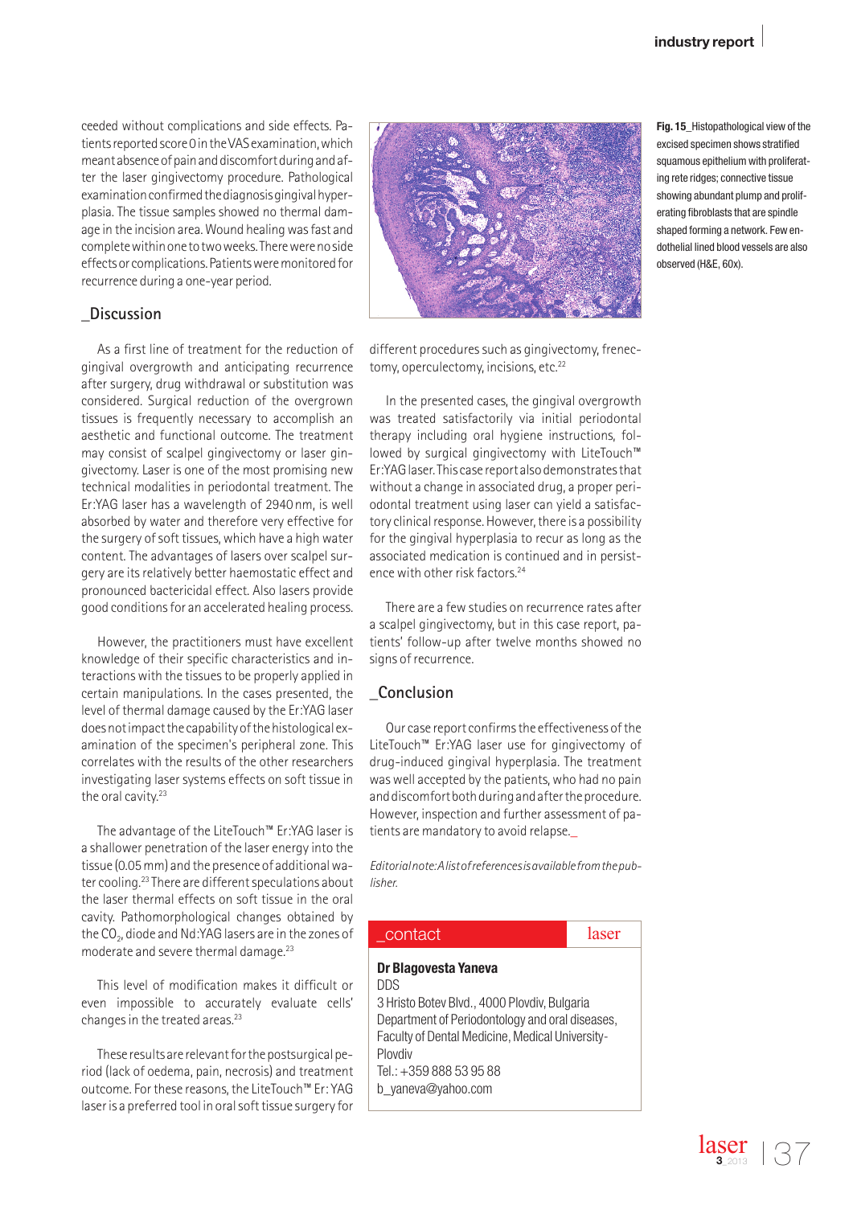ceeded without complications and side effects. Patients reported score 0 in the VAS examination, which meant absence of pain and discomfort during and after the laser gingivectomy procedure. Pathological examination confirmed the diagnosis gingival hyperplasia. The tissue samples showed no thermal damage in the incision area. Wound healing was fast and complete within one to two weeks. There were no side effects or complications. Patients were monitored for recurrence during a one-year period.

## _Discussion

As a first line of treatment for the reduction of gingival overgrowth and anticipating recurrence after surgery, drug withdrawal or substitution was considered. Surgical reduction of the overgrown tissues is frequently necessary to accomplish an aesthetic and functional outcome. The treatment may consist of scalpel gingivectomy or laser gingivectomy. Laser is one of the most promising new technical modalities in periodontal treatment. The Er:YAG laser has a wavelength of 2940 nm, is well absorbed by water and therefore very effective for the surgery of soft tissues, which have a high water content. The advantages of lasers over scalpel surgery are its relatively better haemostatic effect and pronounced bactericidal effect. Also lasers provide good conditions for an accelerated healing process.

However, the practitioners must have excellent knowledge of their specific characteristics and interactions with the tissues to be properly applied in certain manipulations. In the cases presented, the level of thermal damage caused by the Er:YAG laser does not impact the capability of the histological examination of the specimen's peripheral zone. This correlates with the results of the other researchers investigating laser systems effects on soft tissue in the oral cavity.[23]

The advantage of the LiteTouch™ Er:YAG laser is a shallower penetration of the laser energy into the tissue (0.05 mm) and the presence of additional water cooling.[23] There are different speculations about the laser thermal effects on soft tissue in the oral cavity. Pathomorphological changes obtained by the $CO_2$, diode and Nd:YAG lasers are in the zones of moderate and severe thermal damage.[23]

This level of modification makes it difficult or even impossible to accurately evaluate cells' changes in the treated areas.[23]

These results are relevant for the postsurgical period (lack of oedema, pain, necrosis) and treatment outcome. For these reasons, the LiteTouch™ Er: YAG laser is a preferred tool in oral soft tissue surgery for different procedures such as gingivectomy, frenectomy, operculectomy, incisions, etc.[22]

**Fig. 15**_Histopathological view of the excised specimen shows stratified squamous epithelium with proliferating rete ridges; connective tissue showing abundant plump and proliferating fibroblasts that are spindle shaped forming a network. Few endothelial lined blood vessels are also observed (H&E, 60x).

In the presented cases, the gingival overgrowth was treated satisfactorily via initial periodontal therapy including oral hygiene instructions, followed by surgical gingivectomy with LiteTouch™ Er:YAG laser. This case report also demonstrates that without a change in associated drug, a proper periodontal treatment using laser can yield a satisfactory clinical response. However, there is a possibility for the gingival hyperplasia to recur as long as the associated medication is continued and in persistence with other risk factors.[24]

There are a few studies on recurrence rates after a scalpel gingivectomy, but in this case report, patients' follow-up after twelve months showed no signs of recurrence.

## _Conclusion

Our case report confirms the effectiveness of the LiteTouch™ Er:YAG laser use for gingivectomy of drug-induced gingival hyperplasia. The treatment was well accepted by the patients, who had no pain and discomfort both during and after the procedure. However, inspection and further assessment of patients are mandatory to avoid relapse._

*Editorial note: A list of references is available from the publisher.*

## _contact — laser

**Dr Blagovesta Yaneva**
DDS
3 Hristo Botev Blvd., 4000 Plovdiv, Bulgaria
Department of Periodontology and oral diseases,
Faculty of Dental Medicine, Medical University-Plovdiv
Tel.: +359 888 53 95 88
b_yaneva@yahoo.com